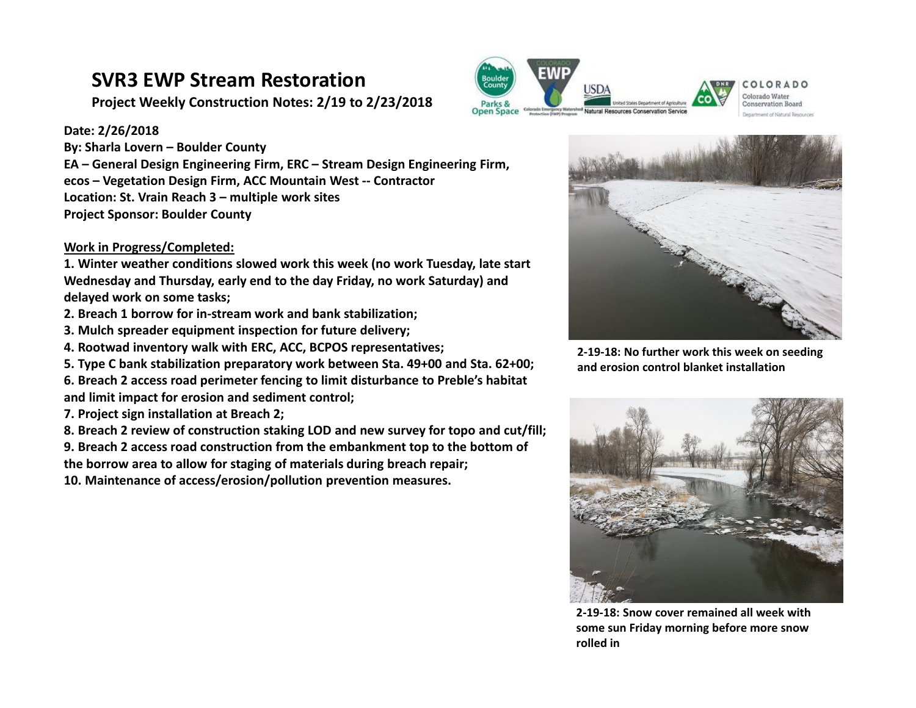# SVR3 EWP Stream Restoration

**Project Weekly Construction Notes: 2/19 to 2/23/2018**

**Date: 2/26/2018**
**By: Sharla Lovern – Boulder County**
**EA – General Design Engineering Firm, ERC – Stream Design Engineering Firm, ecos – Vegetation Design Firm, ACC Mountain West -- Contractor**
**Location: St. Vrain Reach 3 – multiple work sites**
**Project Sponsor: Boulder County**

**Work in Progress/Completed:**

**1. Winter weather conditions slowed work this week (no work Tuesday, late start Wednesday and Thursday, early end to the day Friday, no work Saturday) and delayed work on some tasks;**
**2. Breach 1 borrow for in-stream work and bank stabilization;**
**3. Mulch spreader equipment inspection for future delivery;**
**4. Rootwad inventory walk with ERC, ACC, BCPOS representatives;**
**5. Type C bank stabilization preparatory work between Sta. 49+00 and Sta. 62+00;**
**6. Breach 2 access road perimeter fencing to limit disturbance to Preble's habitat and limit impact for erosion and sediment control;**
**7. Project sign installation at Breach 2;**
**8. Breach 2 review of construction staking LOD and new survey for topo and cut/fill;**
**9. Breach 2 access road construction from the embankment top to the bottom of the borrow area to allow for staging of materials during breach repair;**
**10. Maintenance of access/erosion/pollution prevention measures.**

**2-19-18: No further work this week on seeding and erosion control blanket installation**

**2-19-18: Snow cover remained all week with some sun Friday morning before more snow rolled in**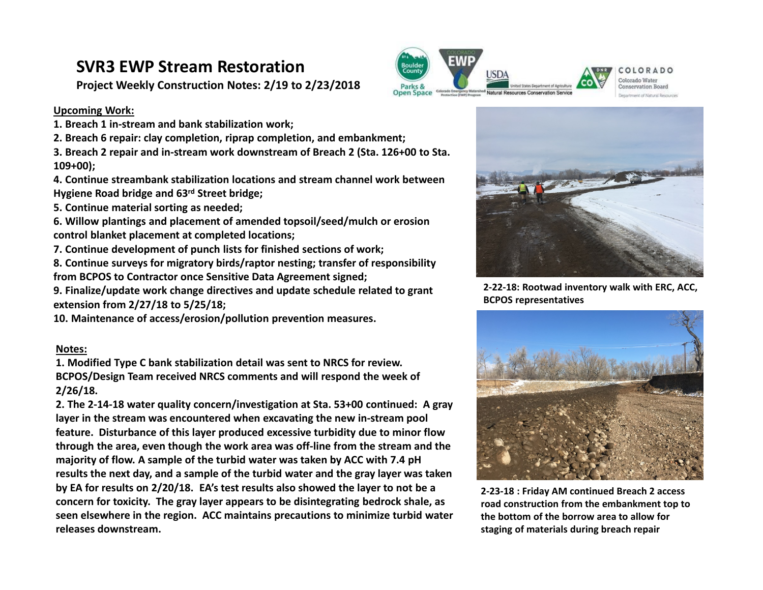# SVR3 EWP Stream Restoration

**Project Weekly Construction Notes: 2/19 to 2/23/2018**

**Upcoming Work:**

1. **Breach 1 in-stream and bank stabilization work;**
2. **Breach 6 repair: clay completion, riprap completion, and embankment;**
3. **Breach 2 repair and in-stream work downstream of Breach 2 (Sta. 126+00 to Sta. 109+00);**
4. **Continue streambank stabilization locations and stream channel work between Hygiene Road bridge and 63rd Street bridge;**
5. **Continue material sorting as needed;**
6. **Willow plantings and placement of amended topsoil/seed/mulch or erosion control blanket placement at completed locations;**
7. **Continue development of punch lists for finished sections of work;**
8. **Continue surveys for migratory birds/raptor nesting; transfer of responsibility from BCPOS to Contractor once Sensitive Data Agreement signed;**
9. **Finalize/update work change directives and update schedule related to grant extension from 2/27/18 to 5/25/18;**
10. **Maintenance of access/erosion/pollution prevention measures.**

**Notes:**

1. **Modified Type C bank stabilization detail was sent to NRCS for review. BCPOS/Design Team received NRCS comments and will respond the week of 2/26/18.**
2. **The 2-14-18 water quality concern/investigation at Sta. 53+00 continued: A gray layer in the stream was encountered when excavating the new in-stream pool feature. Disturbance of this layer produced excessive turbidity due to minor flow through the area, even though the work area was off-line from the stream and the majority of flow. A sample of the turbid water was taken by ACC with 7.4 pH results the next day, and a sample of the turbid water and the gray layer was taken by EA for results on 2/20/18. EA's test results also showed the layer to not be a concern for toxicity. The gray layer appears to be disintegrating bedrock shale, as seen elsewhere in the region. ACC maintains precautions to minimize turbid water releases downstream.**

**2-22-18: Rootwad inventory walk with ERC, ACC, BCPOS representatives**

**2-23-18 : Friday AM continued Breach 2 access road construction from the embankment top to the bottom of the borrow area to allow for staging of materials during breach repair**